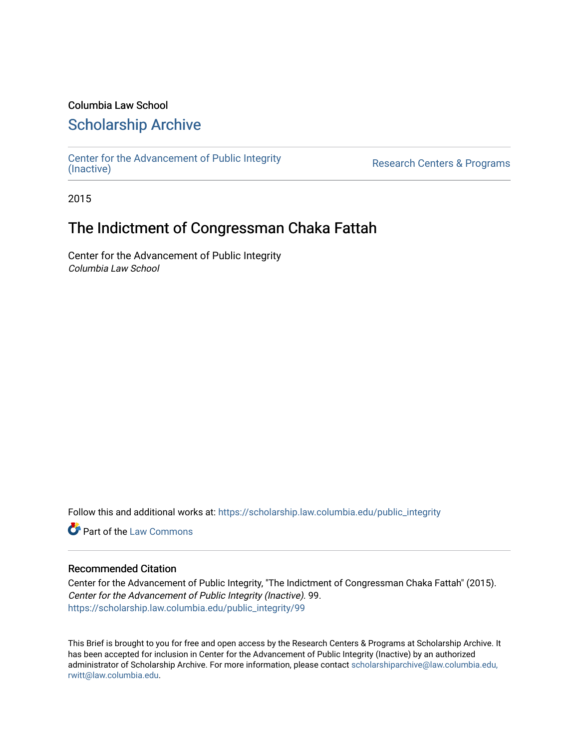Columbia Law School

# Scholarship Archive

Center for the Advancement of Public Integrity (Inactive) | Research Centers & Programs

2015

## The Indictment of Congressman Chaka Fattah

Center for the Advancement of Public Integrity
*Columbia Law School*

Follow this and additional works at: https://scholarship.law.columbia.edu/public_integrity

Part of the Law Commons

### Recommended Citation

Center for the Advancement of Public Integrity, "The Indictment of Congressman Chaka Fattah" (2015). *Center for the Advancement of Public Integrity (Inactive)*. 99.
https://scholarship.law.columbia.edu/public_integrity/99

This Brief is brought to you for free and open access by the Research Centers & Programs at Scholarship Archive. It has been accepted for inclusion in Center for the Advancement of Public Integrity (Inactive) by an authorized administrator of Scholarship Archive. For more information, please contact scholarshiparchive@law.columbia.edu, rwitt@law.columbia.edu.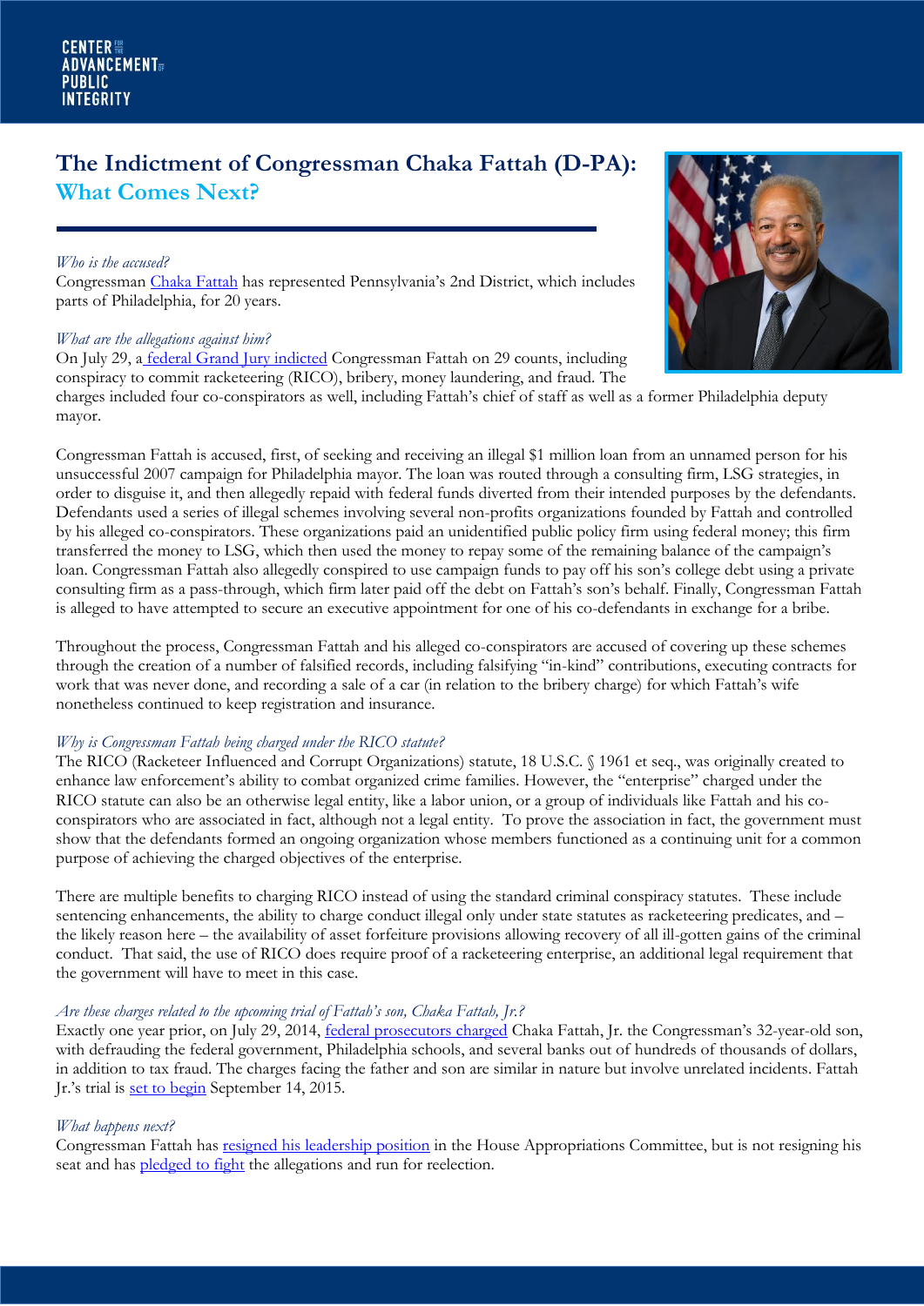# The Indictment of Congressman Chaka Fattah (D-PA): What Comes Next?

*Who is the accused?*

Congressman Chaka Fattah has represented Pennsylvania's 2nd District, which includes parts of Philadelphia, for 20 years.

*What are the allegations against him?*

On July 29, a federal Grand Jury indicted Congressman Fattah on 29 counts, including conspiracy to commit racketeering (RICO), bribery, money laundering, and fraud. The charges included four co-conspirators as well, including Fattah's chief of staff as well as a former Philadelphia deputy mayor.

Congressman Fattah is accused, first, of seeking and receiving an illegal $1 million loan from an unnamed person for his unsuccessful 2007 campaign for Philadelphia mayor. The loan was routed through a consulting firm, LSG strategies, in order to disguise it, and then allegedly repaid with federal funds diverted from their intended purposes by the defendants. Defendants used a series of illegal schemes involving several non-profits organizations founded by Fattah and controlled by his alleged co-conspirators. These organizations paid an unidentified public policy firm using federal money; this firm transferred the money to LSG, which then used the money to repay some of the remaining balance of the campaign's loan. Congressman Fattah also allegedly conspired to use campaign funds to pay off his son's college debt using a private consulting firm as a pass-through, which firm later paid off the debt on Fattah's son's behalf. Finally, Congressman Fattah is alleged to have attempted to secure an executive appointment for one of his co-defendants in exchange for a bribe.

Throughout the process, Congressman Fattah and his alleged co-conspirators are accused of covering up these schemes through the creation of a number of falsified records, including falsifying "in-kind" contributions, executing contracts for work that was never done, and recording a sale of a car (in relation to the bribery charge) for which Fattah's wife nonetheless continued to keep registration and insurance.

*Why is Congressman Fattah being charged under the RICO statute?*

The RICO (Racketeer Influenced and Corrupt Organizations) statute, 18 U.S.C. § 1961 et seq., was originally created to enhance law enforcement's ability to combat organized crime families. However, the "enterprise" charged under the RICO statute can also be an otherwise legal entity, like a labor union, or a group of individuals like Fattah and his co-conspirators who are associated in fact, although not a legal entity. To prove the association in fact, the government must show that the defendants formed an ongoing organization whose members functioned as a continuing unit for a common purpose of achieving the charged objectives of the enterprise.

There are multiple benefits to charging RICO instead of using the standard criminal conspiracy statutes. These include sentencing enhancements, the ability to charge conduct illegal only under state statutes as racketeering predicates, and – the likely reason here – the availability of asset forfeiture provisions allowing recovery of all ill-gotten gains of the criminal conduct. That said, the use of RICO does require proof of a racketeering enterprise, an additional legal requirement that the government will have to meet in this case.

*Are these charges related to the upcoming trial of Fattah's son, Chaka Fattah, Jr.?*

Exactly one year prior, on July 29, 2014, federal prosecutors charged Chaka Fattah, Jr. the Congressman's 32-year-old son, with defrauding the federal government, Philadelphia schools, and several banks out of hundreds of thousands of dollars, in addition to tax fraud. The charges facing the father and son are similar in nature but involve unrelated incidents. Fattah Jr.'s trial is set to begin September 14, 2015.

*What happens next?*

Congressman Fattah has resigned his leadership position in the House Appropriations Committee, but is not resigning his seat and has pledged to fight the allegations and run for reelection.